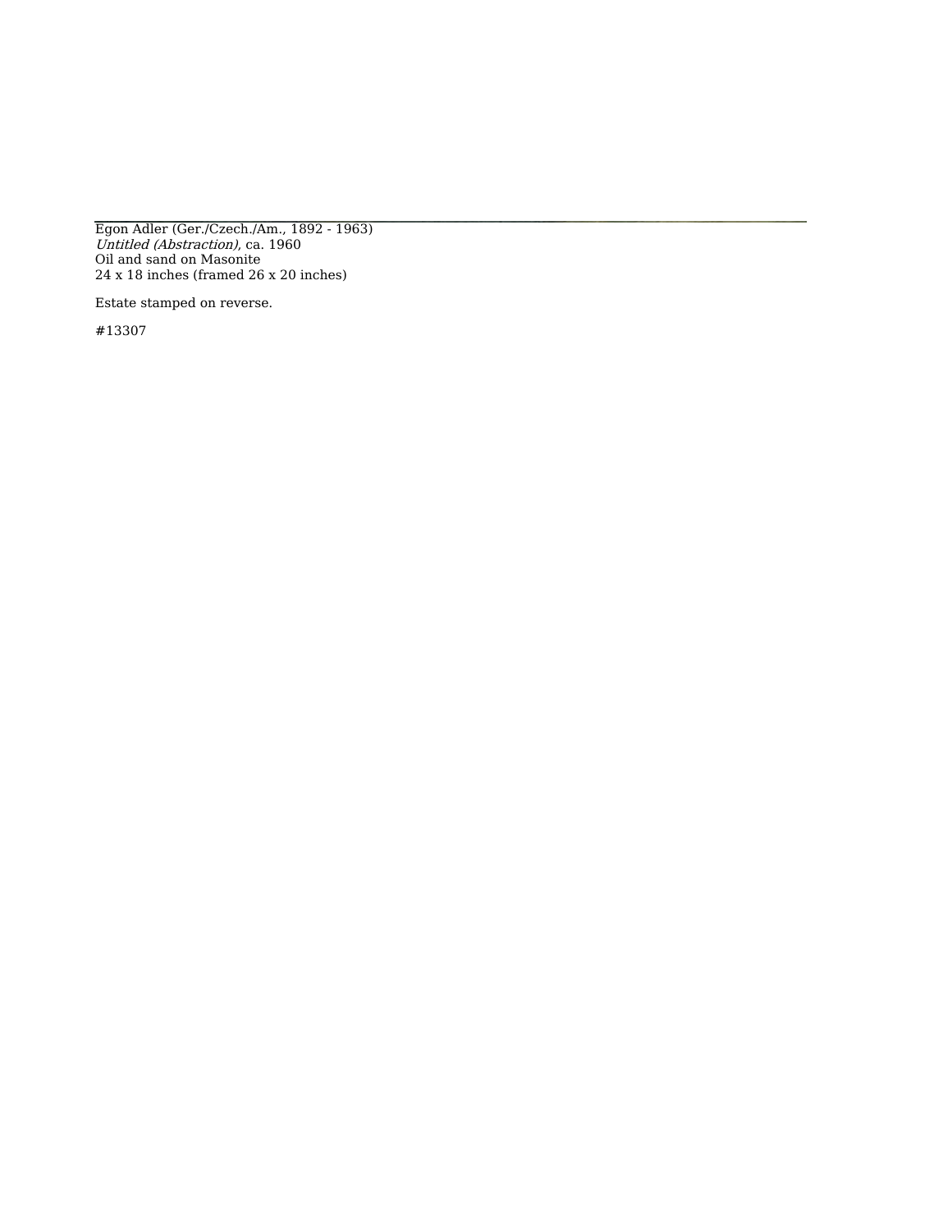Egon Adler (Ger./Czech./Am., 1892 - 1963)
*Untitled (Abstraction)*, ca. 1960
Oil and sand on Masonite
24 x 18 inches (framed 26 x 20 inches)

Estate stamped on reverse.

#13307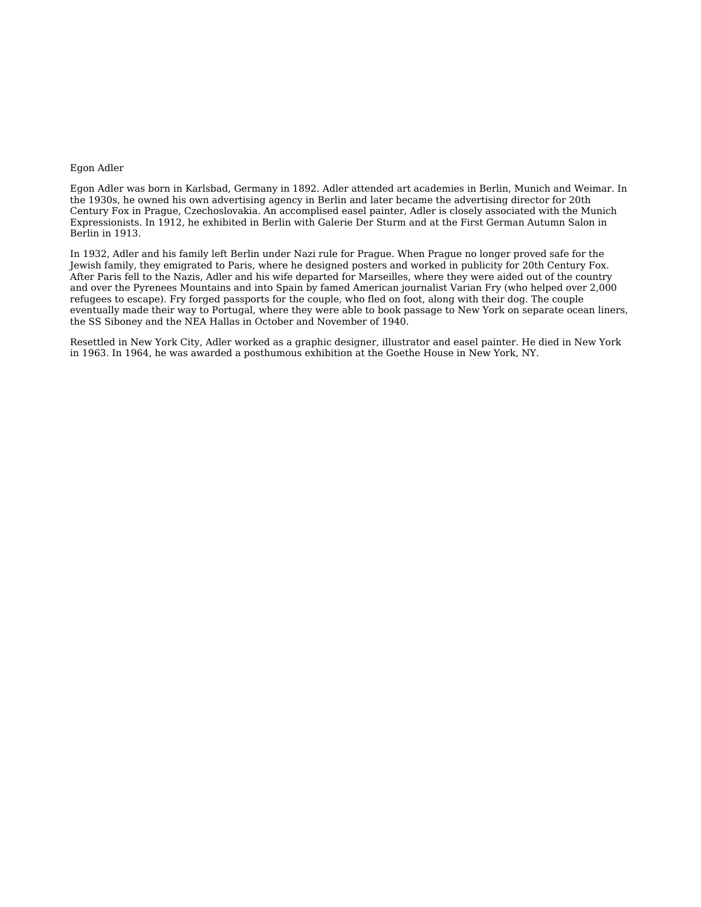Egon Adler

Egon Adler was born in Karlsbad, Germany in 1892. Adler attended art academies in Berlin, Munich and Weimar. In the 1930s, he owned his own advertising agency in Berlin and later became the advertising director for 20th Century Fox in Prague, Czechoslovakia. An accomplised easel painter, Adler is closely associated with the Munich Expressionists. In 1912, he exhibited in Berlin with Galerie Der Sturm and at the First German Autumn Salon in Berlin in 1913.

In 1932, Adler and his family left Berlin under Nazi rule for Prague. When Prague no longer proved safe for the Jewish family, they emigrated to Paris, where he designed posters and worked in publicity for 20th Century Fox. After Paris fell to the Nazis, Adler and his wife departed for Marseilles, where they were aided out of the country and over the Pyrenees Mountains and into Spain by famed American journalist Varian Fry (who helped over 2,000 refugees to escape). Fry forged passports for the couple, who fled on foot, along with their dog. The couple eventually made their way to Portugal, where they were able to book passage to New York on separate ocean liners, the SS Siboney and the NEA Hallas in October and November of 1940.

Resettled in New York City, Adler worked as a graphic designer, illustrator and easel painter. He died in New York in 1963. In 1964, he was awarded a posthumous exhibition at the Goethe House in New York, NY.